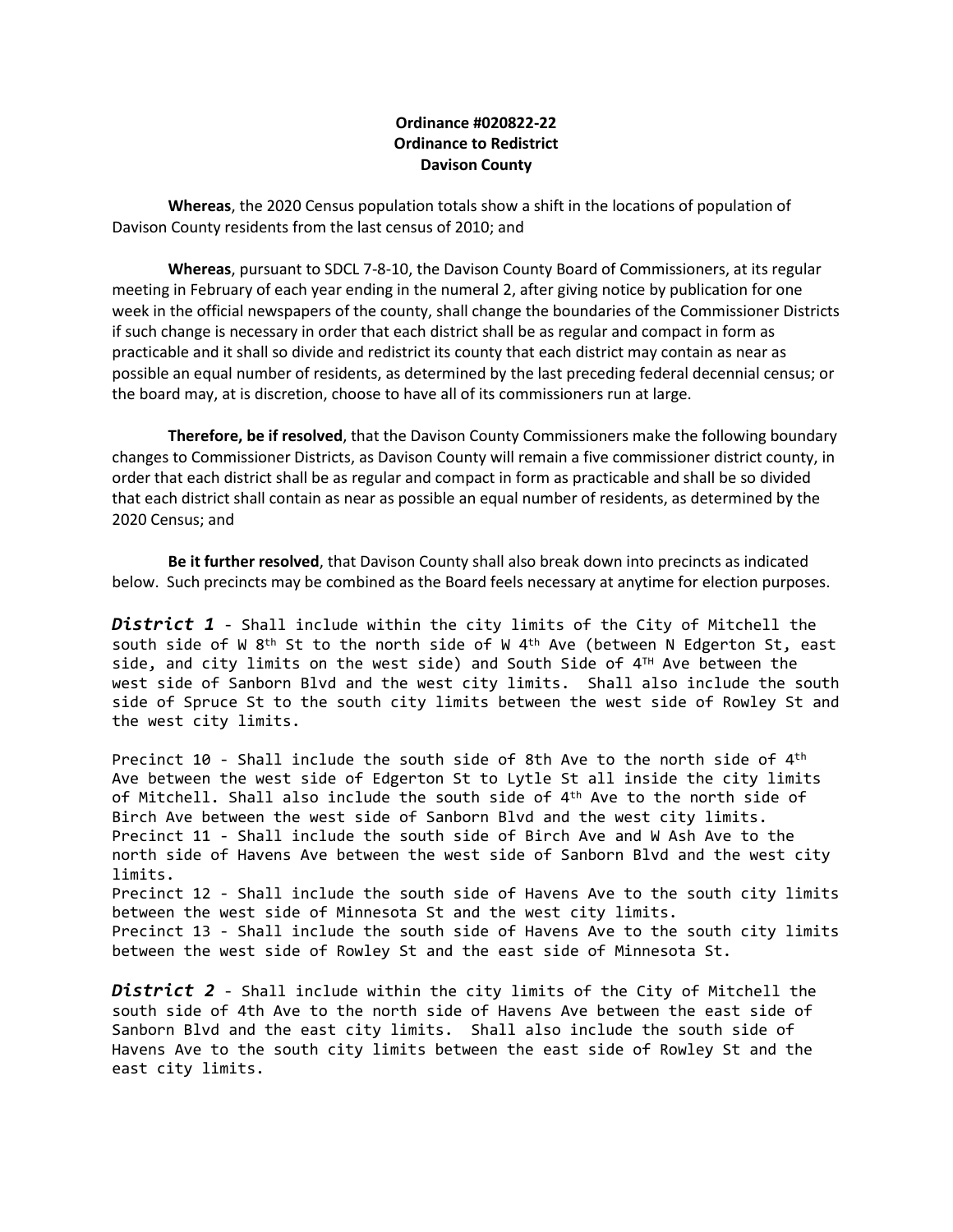**Ordinance #020822-22**
**Ordinance to Redistrict**
**Davison County**

**Whereas**, the 2020 Census population totals show a shift in the locations of population of Davison County residents from the last census of 2010; and

**Whereas**, pursuant to SDCL 7-8-10, the Davison County Board of Commissioners, at its regular meeting in February of each year ending in the numeral 2, after giving notice by publication for one week in the official newspapers of the county, shall change the boundaries of the Commissioner Districts if such change is necessary in order that each district shall be as regular and compact in form as practicable and it shall so divide and redistrict its county that each district may contain as near as possible an equal number of residents, as determined by the last preceding federal decennial census; or the board may, at is discretion, choose to have all of its commissioners run at large.

**Therefore, be if resolved**, that the Davison County Commissioners make the following boundary changes to Commissioner Districts, as Davison County will remain a five commissioner district county, in order that each district shall be as regular and compact in form as practicable and shall be so divided that each district shall contain as near as possible an equal number of residents, as determined by the 2020 Census; and

**Be it further resolved**, that Davison County shall also break down into precincts as indicated below. Such precincts may be combined as the Board feels necessary at anytime for election purposes.

***District 1*** - Shall include within the city limits of the City of Mitchell the south side of W 8th St to the north side of W 4th Ave (between N Edgerton St, east side, and city limits on the west side) and South Side of 4TH Ave between the west side of Sanborn Blvd and the west city limits. Shall also include the south side of Spruce St to the south city limits between the west side of Rowley St and the west city limits.

Precinct 10 - Shall include the south side of 8th Ave to the north side of 4th Ave between the west side of Edgerton St to Lytle St all inside the city limits of Mitchell. Shall also include the south side of 4th Ave to the north side of Birch Ave between the west side of Sanborn Blvd and the west city limits.
Precinct 11 - Shall include the south side of Birch Ave and W Ash Ave to the north side of Havens Ave between the west side of Sanborn Blvd and the west city limits.
Precinct 12 - Shall include the south side of Havens Ave to the south city limits between the west side of Minnesota St and the west city limits.
Precinct 13 - Shall include the south side of Havens Ave to the south city limits between the west side of Rowley St and the east side of Minnesota St.

***District 2*** - Shall include within the city limits of the City of Mitchell the south side of 4th Ave to the north side of Havens Ave between the east side of Sanborn Blvd and the east city limits. Shall also include the south side of Havens Ave to the south city limits between the east side of Rowley St and the east city limits.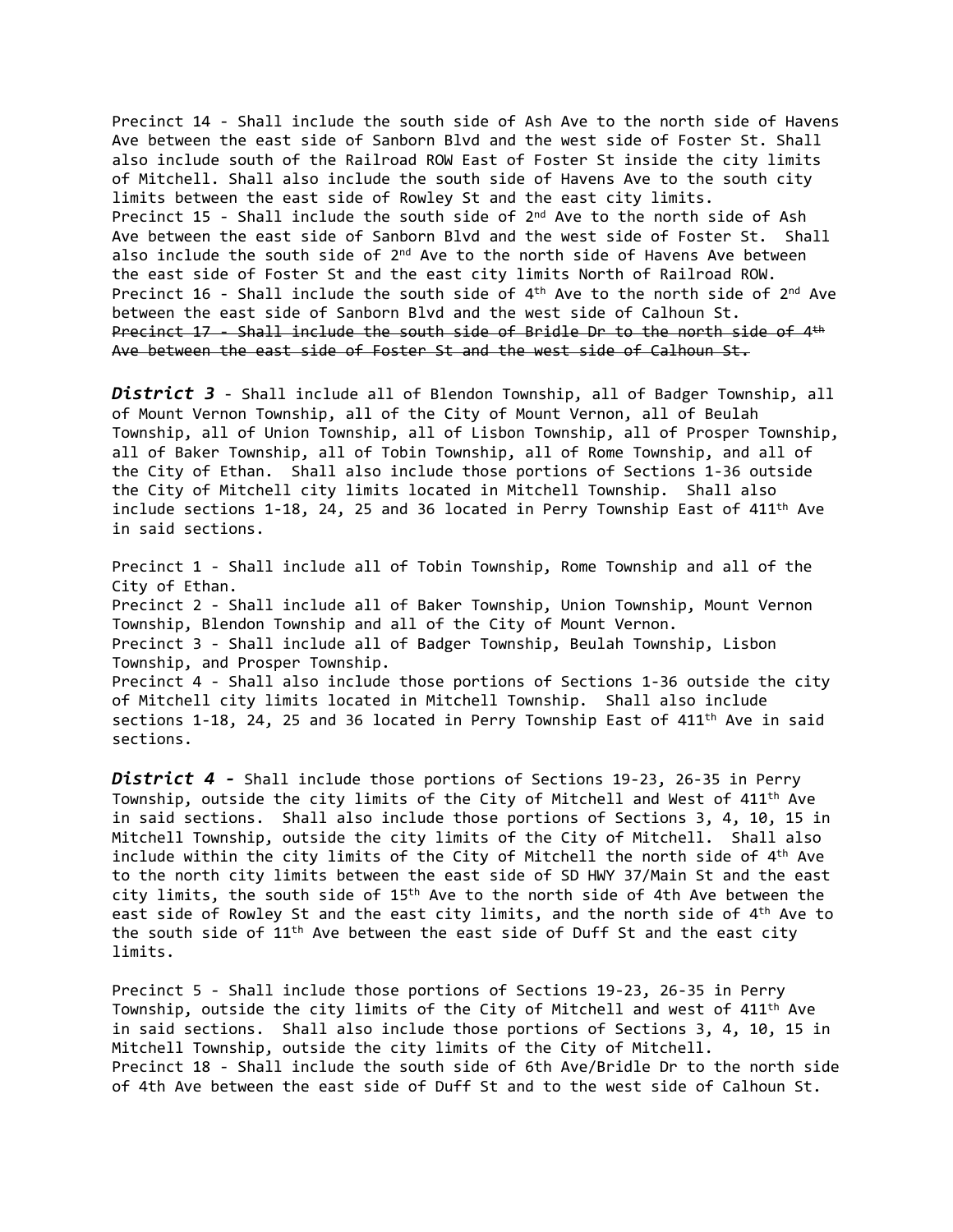Precinct 14 - Shall include the south side of Ash Ave to the north side of Havens Ave between the east side of Sanborn Blvd and the west side of Foster St. Shall also include south of the Railroad ROW East of Foster St inside the city limits of Mitchell. Shall also include the south side of Havens Ave to the south city limits between the east side of Rowley St and the east city limits.
Precinct 15 - Shall include the south side of 2nd Ave to the north side of Ash Ave between the east side of Sanborn Blvd and the west side of Foster St. Shall also include the south side of 2nd Ave to the north side of Havens Ave between the east side of Foster St and the east city limits North of Railroad ROW.
Precinct 16 - Shall include the south side of 4th Ave to the north side of 2nd Ave between the east side of Sanborn Blvd and the west side of Calhoun St.
~~Precinct 17 - Shall include the south side of Bridle Dr to the north side of 4th Ave between the east side of Foster St and the west side of Calhoun St.~~

***District 3*** - Shall include all of Blendon Township, all of Badger Township, all of Mount Vernon Township, all of the City of Mount Vernon, all of Beulah Township, all of Union Township, all of Lisbon Township, all of Prosper Township, all of Baker Township, all of Tobin Township, all of Rome Township, and all of the City of Ethan. Shall also include those portions of Sections 1-36 outside the City of Mitchell city limits located in Mitchell Township. Shall also include sections 1-18, 24, 25 and 36 located in Perry Township East of 411th Ave in said sections.

Precinct 1 - Shall include all of Tobin Township, Rome Township and all of the City of Ethan.
Precinct 2 - Shall include all of Baker Township, Union Township, Mount Vernon Township, Blendon Township and all of the City of Mount Vernon.
Precinct 3 - Shall include all of Badger Township, Beulah Township, Lisbon Township, and Prosper Township.
Precinct 4 - Shall also include those portions of Sections 1-36 outside the city of Mitchell city limits located in Mitchell Township. Shall also include sections 1-18, 24, 25 and 36 located in Perry Township East of 411th Ave in said sections.

***District 4 -*** Shall include those portions of Sections 19-23, 26-35 in Perry Township, outside the city limits of the City of Mitchell and West of 411th Ave in said sections. Shall also include those portions of Sections 3, 4, 10, 15 in Mitchell Township, outside the city limits of the City of Mitchell. Shall also include within the city limits of the City of Mitchell the north side of 4th Ave to the north city limits between the east side of SD HWY 37/Main St and the east city limits, the south side of 15th Ave to the north side of 4th Ave between the east side of Rowley St and the east city limits, and the north side of 4th Ave to the south side of 11th Ave between the east side of Duff St and the east city limits.

Precinct 5 - Shall include those portions of Sections 19-23, 26-35 in Perry Township, outside the city limits of the City of Mitchell and west of 411th Ave in said sections. Shall also include those portions of Sections 3, 4, 10, 15 in Mitchell Township, outside the city limits of the City of Mitchell.
Precinct 18 - Shall include the south side of 6th Ave/Bridle Dr to the north side of 4th Ave between the east side of Duff St and to the west side of Calhoun St.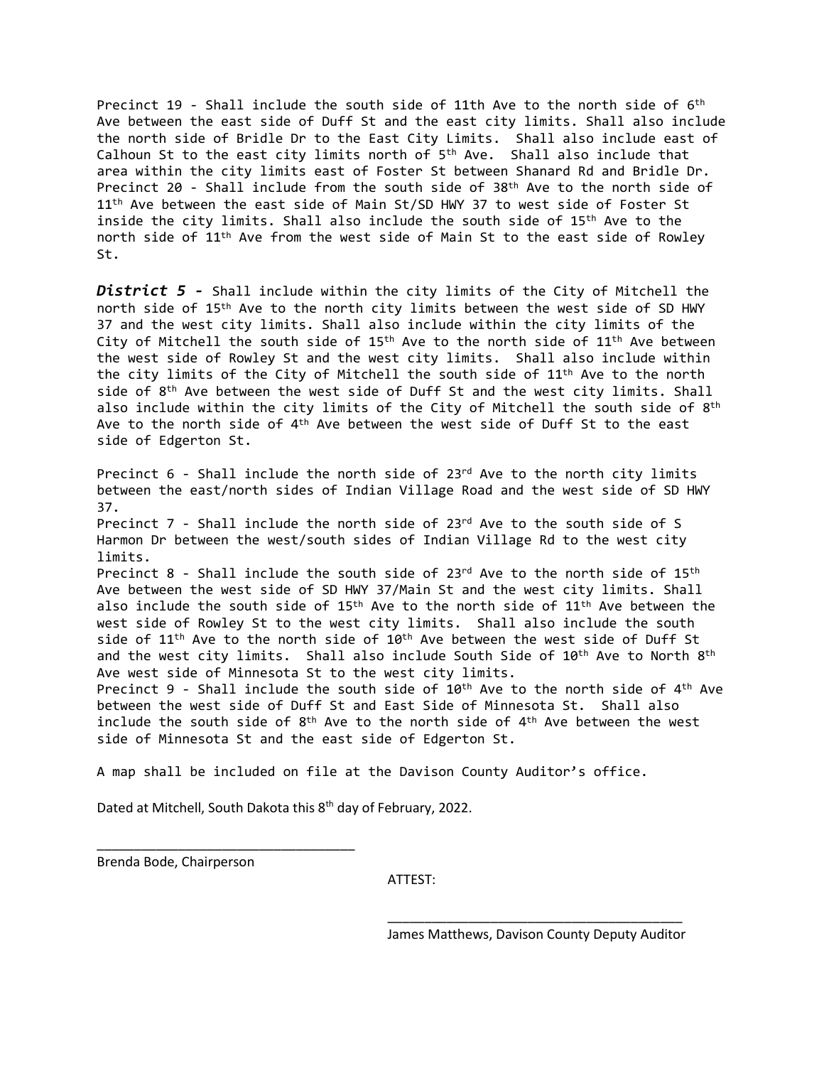Precinct 19 - Shall include the south side of 11th Ave to the north side of 6th Ave between the east side of Duff St and the east city limits. Shall also include the north side of Bridle Dr to the East City Limits.  Shall also include east of Calhoun St to the east city limits north of 5th Ave.  Shall also include that area within the city limits east of Foster St between Shanard Rd and Bridle Dr.
Precinct 20 - Shall include from the south side of 38th Ave to the north side of 11th Ave between the east side of Main St/SD HWY 37 to west side of Foster St inside the city limits. Shall also include the south side of 15th Ave to the north side of 11th Ave from the west side of Main St to the east side of Rowley St.

***District 5 -*** Shall include within the city limits of the City of Mitchell the north side of 15th Ave to the north city limits between the west side of SD HWY 37 and the west city limits. Shall also include within the city limits of the City of Mitchell the south side of 15th Ave to the north side of 11th Ave between the west side of Rowley St and the west city limits.  Shall also include within the city limits of the City of Mitchell the south side of 11th Ave to the north side of 8th Ave between the west side of Duff St and the west city limits. Shall also include within the city limits of the City of Mitchell the south side of 8th Ave to the north side of 4th Ave between the west side of Duff St to the east side of Edgerton St.

Precinct 6 - Shall include the north side of 23rd Ave to the north city limits between the east/north sides of Indian Village Road and the west side of SD HWY 37.
Precinct 7 - Shall include the north side of 23rd Ave to the south side of S Harmon Dr between the west/south sides of Indian Village Rd to the west city limits.
Precinct 8 - Shall include the south side of 23rd Ave to the north side of 15th Ave between the west side of SD HWY 37/Main St and the west city limits. Shall also include the south side of 15th Ave to the north side of 11th Ave between the west side of Rowley St to the west city limits.  Shall also include the south side of 11th Ave to the north side of 10th Ave between the west side of Duff St and the west city limits.  Shall also include South Side of 10th Ave to North 8th Ave west side of Minnesota St to the west city limits.
Precinct 9 - Shall include the south side of 10th Ave to the north side of 4th Ave between the west side of Duff St and East Side of Minnesota St.  Shall also include the south side of 8th Ave to the north side of 4th Ave between the west side of Minnesota St and the east side of Edgerton St.

A map shall be included on file at the Davison County Auditor's office.

Dated at Mitchell, South Dakota this 8th day of February, 2022.

\_\_\_\_\_\_\_\_\_\_\_\_\_\_\_\_\_\_\_\_\_\_\_\_\_\_\_\_\_\_\_\_\_\_\_
Brenda Bode, Chairperson

ATTEST:

\_\_\_\_\_\_\_\_\_\_\_\_\_\_\_\_\_\_\_\_\_\_\_\_\_\_\_\_\_\_\_\_\_\_\_\_\_\_\_\_
James Matthews, Davison County Deputy Auditor